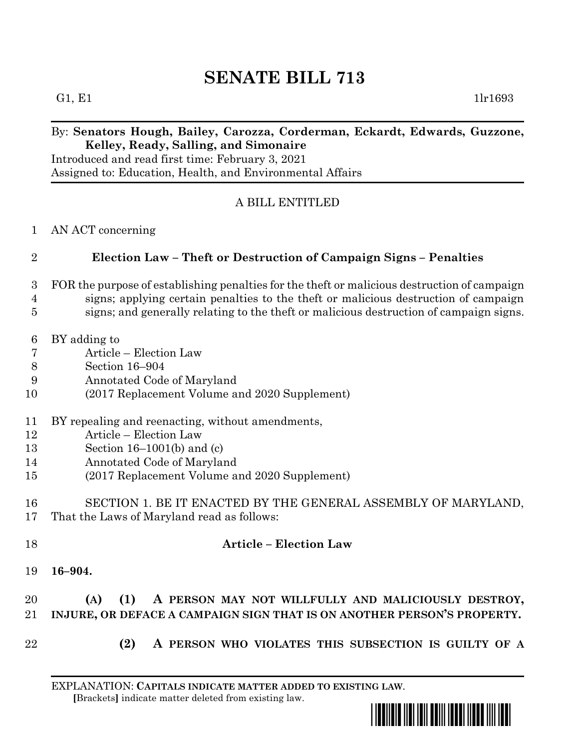# SENATE BILL 713

G1, E1 1lr1693

By: **Senators Hough, Bailey, Carozza, Corderman, Eckardt, Edwards, Guzzone, Kelley, Ready, Salling, and Simonaire**

Introduced and read first time: February 3, 2021

Assigned to: Education, Health, and Environmental Affairs

A BILL ENTITLED

1 AN ACT concerning

2 **Election Law – Theft or Destruction of Campaign Signs – Penalties**

3 FOR the purpose of establishing penalties for the theft or malicious destruction of campaign
4 signs; applying certain penalties to the theft or malicious destruction of campaign
5 signs; and generally relating to the theft or malicious destruction of campaign signs.

6 BY adding to
7 Article – Election Law
8 Section 16–904
9 Annotated Code of Maryland
10 (2017 Replacement Volume and 2020 Supplement)

11 BY repealing and reenacting, without amendments,
12 Article – Election Law
13 Section 16–1001(b) and (c)
14 Annotated Code of Maryland
15 (2017 Replacement Volume and 2020 Supplement)

16 SECTION 1. BE IT ENACTED BY THE GENERAL ASSEMBLY OF MARYLAND,
17 That the Laws of Maryland read as follows:

18 **Article – Election Law**

19 **16–904.**

20 **(A) (1) A PERSON MAY NOT WILLFULLY AND MALICIOUSLY DESTROY,**
21 **INJURE, OR DEFACE A CAMPAIGN SIGN THAT IS ON ANOTHER PERSON'S PROPERTY.**

22 **(2) A PERSON WHO VIOLATES THIS SUBSECTION IS GUILTY OF A**

EXPLANATION: **CAPITALS INDICATE MATTER ADDED TO EXISTING LAW.**
[Brackets] indicate matter deleted from existing law.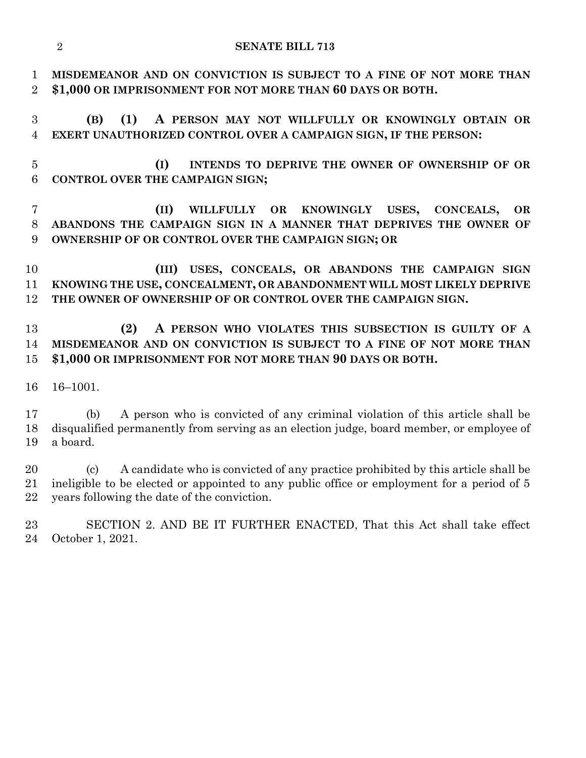**MISDEMEANOR AND ON CONVICTION IS SUBJECT TO A FINE OF NOT MORE THAN $1,000 OR IMPRISONMENT FOR NOT MORE THAN 60 DAYS OR BOTH.**

**(B) (1) A PERSON MAY NOT WILLFULLY OR KNOWINGLY OBTAIN OR EXERT UNAUTHORIZED CONTROL OVER A CAMPAIGN SIGN, IF THE PERSON:**

**(I) INTENDS TO DEPRIVE THE OWNER OF OWNERSHIP OF OR CONTROL OVER THE CAMPAIGN SIGN;**

**(II) WILLFULLY OR KNOWINGLY USES, CONCEALS, OR ABANDONS THE CAMPAIGN SIGN IN A MANNER THAT DEPRIVES THE OWNER OF OWNERSHIP OF OR CONTROL OVER THE CAMPAIGN SIGN; OR**

**(III) USES, CONCEALS, OR ABANDONS THE CAMPAIGN SIGN KNOWING THE USE, CONCEALMENT, OR ABANDONMENT WILL MOST LIKELY DEPRIVE THE OWNER OF OWNERSHIP OF OR CONTROL OVER THE CAMPAIGN SIGN.**

**(2) A PERSON WHO VIOLATES THIS SUBSECTION IS GUILTY OF A MISDEMEANOR AND ON CONVICTION IS SUBJECT TO A FINE OF NOT MORE THAN $1,000 OR IMPRISONMENT FOR NOT MORE THAN 90 DAYS OR BOTH.**

16–1001.

(b) A person who is convicted of any criminal violation of this article shall be disqualified permanently from serving as an election judge, board member, or employee of a board.

(c) A candidate who is convicted of any practice prohibited by this article shall be ineligible to be elected or appointed to any public office or employment for a period of 5 years following the date of the conviction.

SECTION 2. AND BE IT FURTHER ENACTED, That this Act shall take effect October 1, 2021.